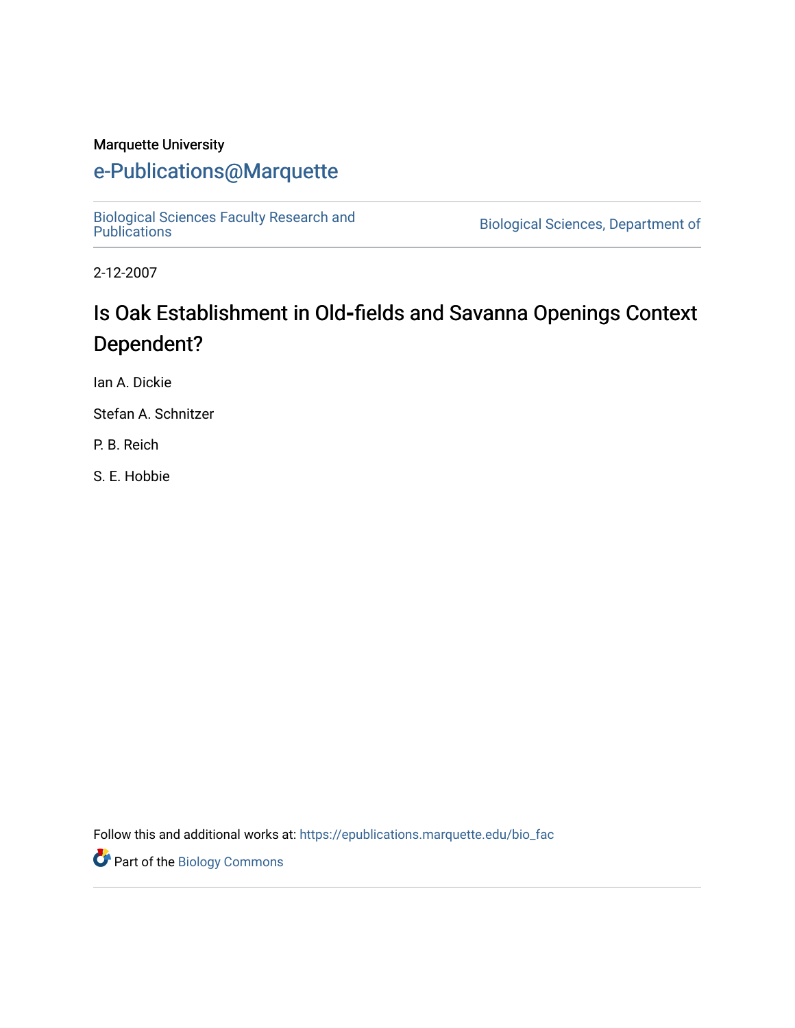Marquette University

# e-Publications@Marquette

Biological Sciences Faculty Research and Publications

Biological Sciences, Department of

2-12-2007

# Is Oak Establishment in Old-fields and Savanna Openings Context Dependent?

Ian A. Dickie

Stefan A. Schnitzer

P. B. Reich

S. E. Hobbie

Follow this and additional works at: https://epublications.marquette.edu/bio_fac

Part of the Biology Commons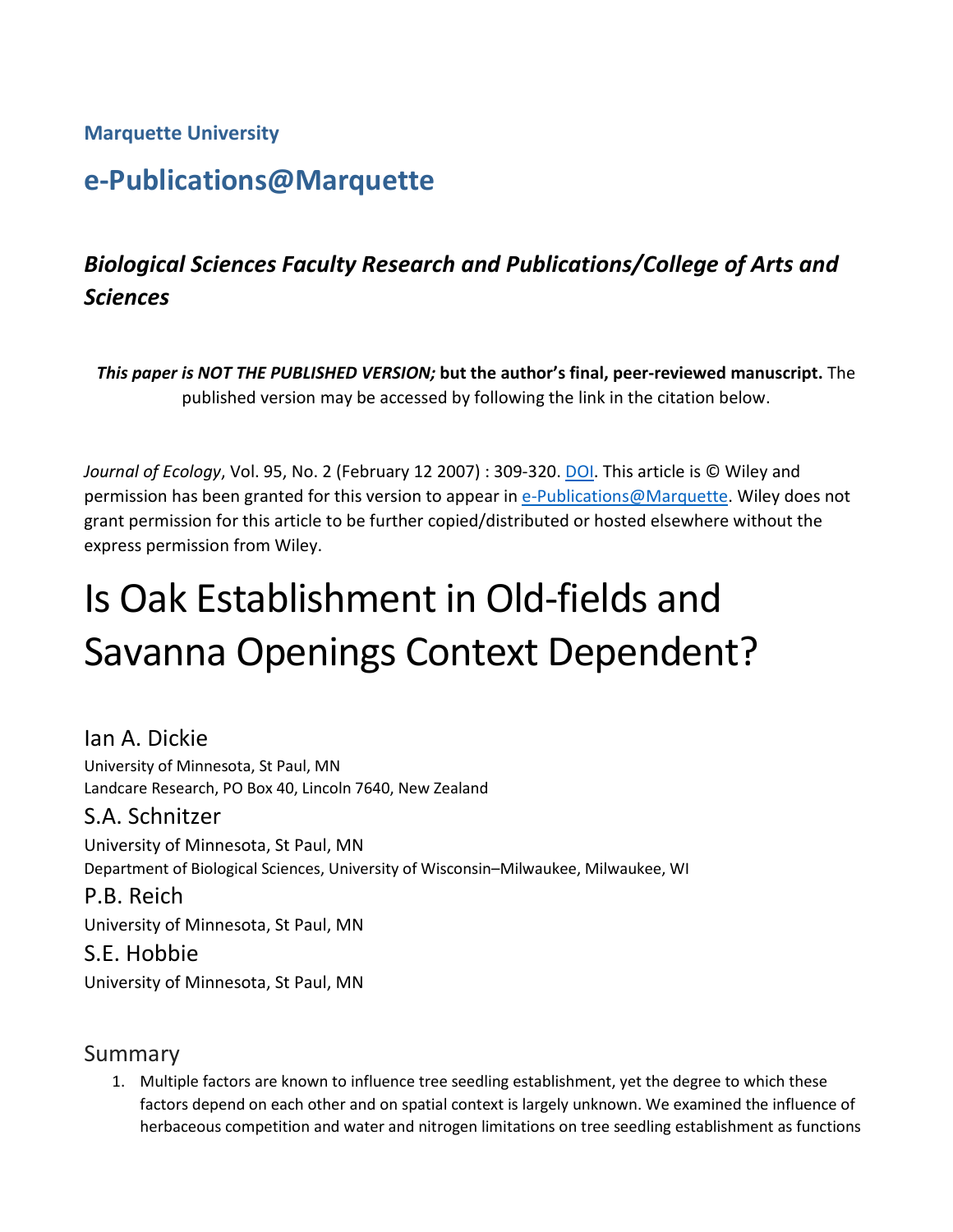Marquette University

# e-Publications@Marquette

### *Biological Sciences Faculty Research and Publications/College of Arts and Sciences*

***This paper is NOT THE PUBLISHED VERSION;* but the author's final, peer-reviewed manuscript.** The published version may be accessed by following the link in the citation below.

*Journal of Ecology*, Vol. 95, No. 2 (February 12 2007) : 309-320. DOI. This article is © Wiley and permission has been granted for this version to appear in e-Publications@Marquette. Wiley does not grant permission for this article to be further copied/distributed or hosted elsewhere without the express permission from Wiley.

# Is Oak Establishment in Old-fields and Savanna Openings Context Dependent?

Ian A. Dickie
University of Minnesota, St Paul, MN
Landcare Research, PO Box 40, Lincoln 7640, New Zealand

S.A. Schnitzer
University of Minnesota, St Paul, MN
Department of Biological Sciences, University of Wisconsin–Milwaukee, Milwaukee, WI

P.B. Reich
University of Minnesota, St Paul, MN

S.E. Hobbie
University of Minnesota, St Paul, MN

## Summary

1. Multiple factors are known to influence tree seedling establishment, yet the degree to which these factors depend on each other and on spatial context is largely unknown. We examined the influence of herbaceous competition and water and nitrogen limitations on tree seedling establishment as functions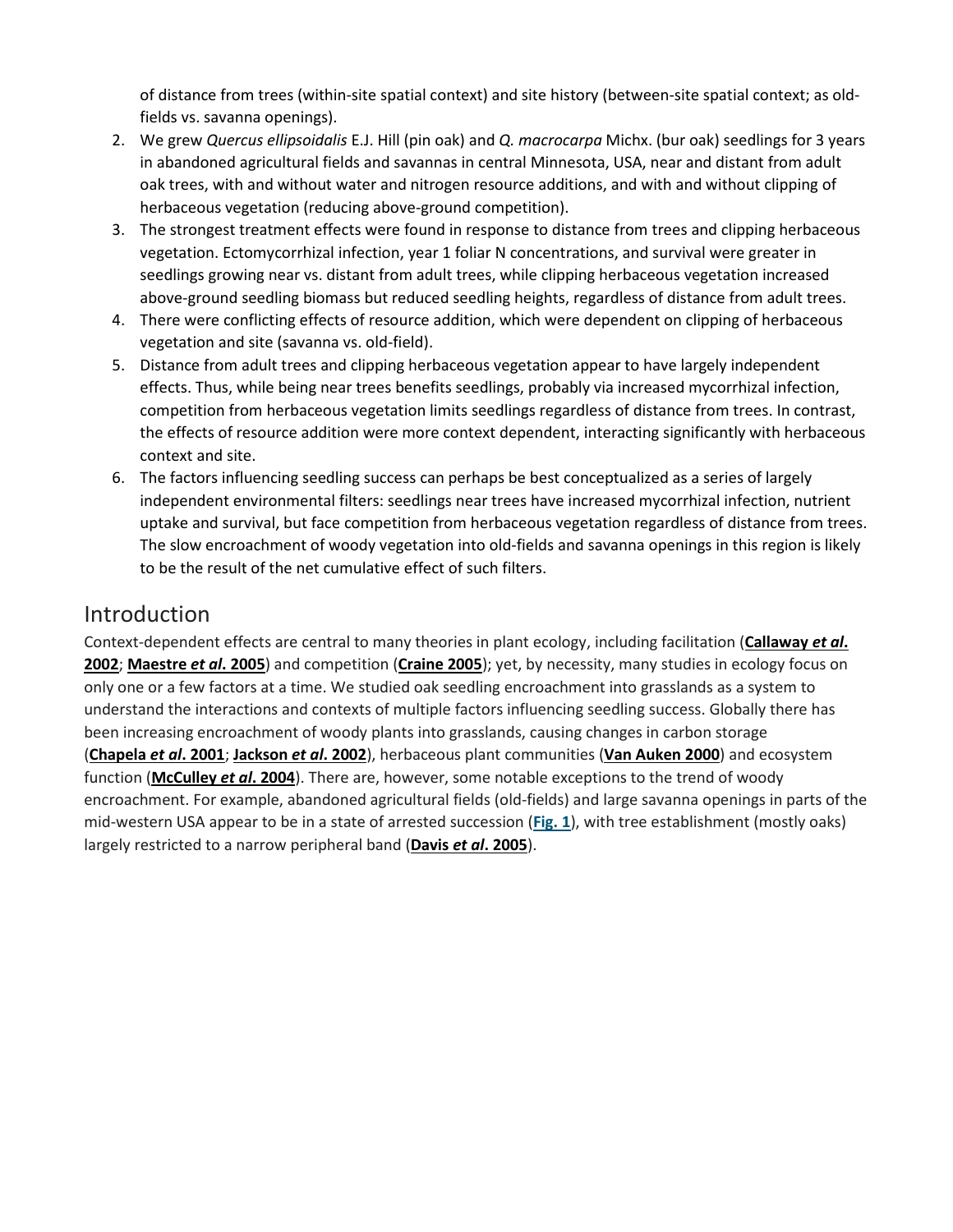of distance from trees (within-site spatial context) and site history (between-site spatial context; as old-fields vs. savanna openings).

2. We grew *Quercus ellipsoidalis* E.J. Hill (pin oak) and *Q. macrocarpa* Michx. (bur oak) seedlings for 3 years in abandoned agricultural fields and savannas in central Minnesota, USA, near and distant from adult oak trees, with and without water and nitrogen resource additions, and with and without clipping of herbaceous vegetation (reducing above-ground competition).
3. The strongest treatment effects were found in response to distance from trees and clipping herbaceous vegetation. Ectomycorrhizal infection, year 1 foliar N concentrations, and survival were greater in seedlings growing near vs. distant from adult trees, while clipping herbaceous vegetation increased above-ground seedling biomass but reduced seedling heights, regardless of distance from adult trees.
4. There were conflicting effects of resource addition, which were dependent on clipping of herbaceous vegetation and site (savanna vs. old-field).
5. Distance from adult trees and clipping herbaceous vegetation appear to have largely independent effects. Thus, while being near trees benefits seedlings, probably via increased mycorrhizal infection, competition from herbaceous vegetation limits seedlings regardless of distance from trees. In contrast, the effects of resource addition were more context dependent, interacting significantly with herbaceous context and site.
6. The factors influencing seedling success can perhaps be best conceptualized as a series of largely independent environmental filters: seedlings near trees have increased mycorrhizal infection, nutrient uptake and survival, but face competition from herbaceous vegetation regardless of distance from trees. The slow encroachment of woody vegetation into old-fields and savanna openings in this region is likely to be the result of the net cumulative effect of such filters.

## Introduction

Context-dependent effects are central to many theories in plant ecology, including facilitation (**Callaway *et al.* 2002**; **Maestre *et al.* 2005**) and competition (**Craine 2005**); yet, by necessity, many studies in ecology focus on only one or a few factors at a time. We studied oak seedling encroachment into grasslands as a system to understand the interactions and contexts of multiple factors influencing seedling success. Globally there has been increasing encroachment of woody plants into grasslands, causing changes in carbon storage (**Chapela *et al.* 2001**; **Jackson *et al.* 2002**), herbaceous plant communities (**Van Auken 2000**) and ecosystem function (**McCulley *et al.* 2004**). There are, however, some notable exceptions to the trend of woody encroachment. For example, abandoned agricultural fields (old-fields) and large savanna openings in parts of the mid-western USA appear to be in a state of arrested succession (**Fig. 1**), with tree establishment (mostly oaks) largely restricted to a narrow peripheral band (**Davis *et al.* 2005**).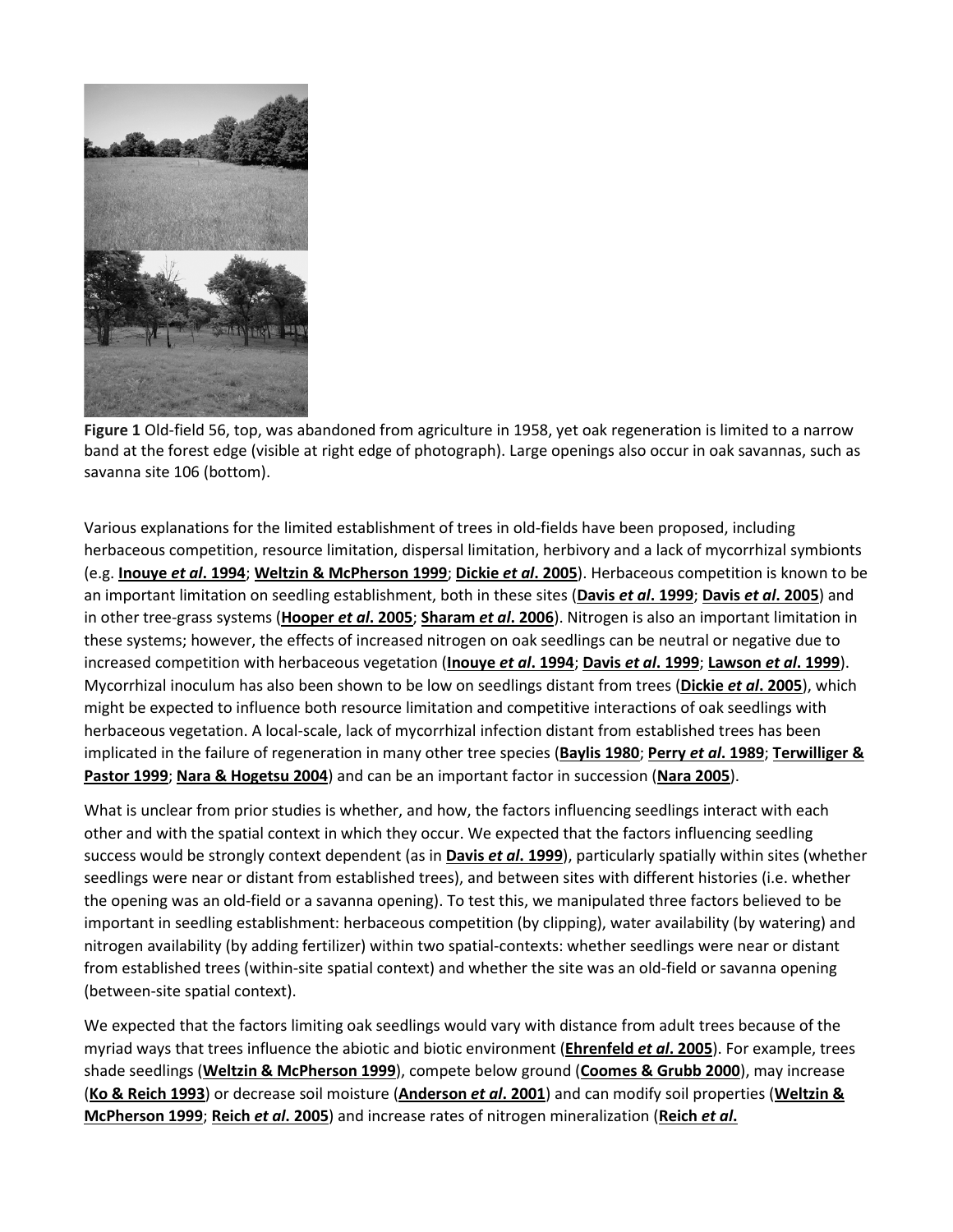**Figure 1** Old-field 56, top, was abandoned from agriculture in 1958, yet oak regeneration is limited to a narrow band at the forest edge (visible at right edge of photograph). Large openings also occur in oak savannas, such as savanna site 106 (bottom).

Various explanations for the limited establishment of trees in old-fields have been proposed, including herbaceous competition, resource limitation, dispersal limitation, herbivory and a lack of mycorrhizal symbionts (e.g. **Inouye *et al*. 1994**; **Weltzin & McPherson 1999**; **Dickie *et al*. 2005**). Herbaceous competition is known to be an important limitation on seedling establishment, both in these sites (**Davis *et al*. 1999**; **Davis *et al*. 2005**) and in other tree-grass systems (**Hooper *et al*. 2005**; **Sharam *et al*. 2006**). Nitrogen is also an important limitation in these systems; however, the effects of increased nitrogen on oak seedlings can be neutral or negative due to increased competition with herbaceous vegetation (**Inouye *et al*. 1994**; **Davis *et al*. 1999**; **Lawson *et al*. 1999**). Mycorrhizal inoculum has also been shown to be low on seedlings distant from trees (**Dickie *et al*. 2005**), which might be expected to influence both resource limitation and competitive interactions of oak seedlings with herbaceous vegetation. A local-scale, lack of mycorrhizal infection distant from established trees has been implicated in the failure of regeneration in many other tree species (**Baylis 1980**; **Perry *et al*. 1989**; **Terwilliger & Pastor 1999**; **Nara & Hogetsu 2004**) and can be an important factor in succession (**Nara 2005**).

What is unclear from prior studies is whether, and how, the factors influencing seedlings interact with each other and with the spatial context in which they occur. We expected that the factors influencing seedling success would be strongly context dependent (as in **Davis *et al*. 1999**), particularly spatially within sites (whether seedlings were near or distant from established trees), and between sites with different histories (i.e. whether the opening was an old-field or a savanna opening). To test this, we manipulated three factors believed to be important in seedling establishment: herbaceous competition (by clipping), water availability (by watering) and nitrogen availability (by adding fertilizer) within two spatial-contexts: whether seedlings were near or distant from established trees (within-site spatial context) and whether the site was an old-field or savanna opening (between-site spatial context).

We expected that the factors limiting oak seedlings would vary with distance from adult trees because of the myriad ways that trees influence the abiotic and biotic environment (**Ehrenfeld *et al*. 2005**). For example, trees shade seedlings (**Weltzin & McPherson 1999**), compete below ground (**Coomes & Grubb 2000**), may increase (**Ko & Reich 1993**) or decrease soil moisture (**Anderson *et al*. 2001**) and can modify soil properties (**Weltzin & McPherson 1999**; **Reich *et al*. 2005**) and increase rates of nitrogen mineralization (**Reich *et al*.**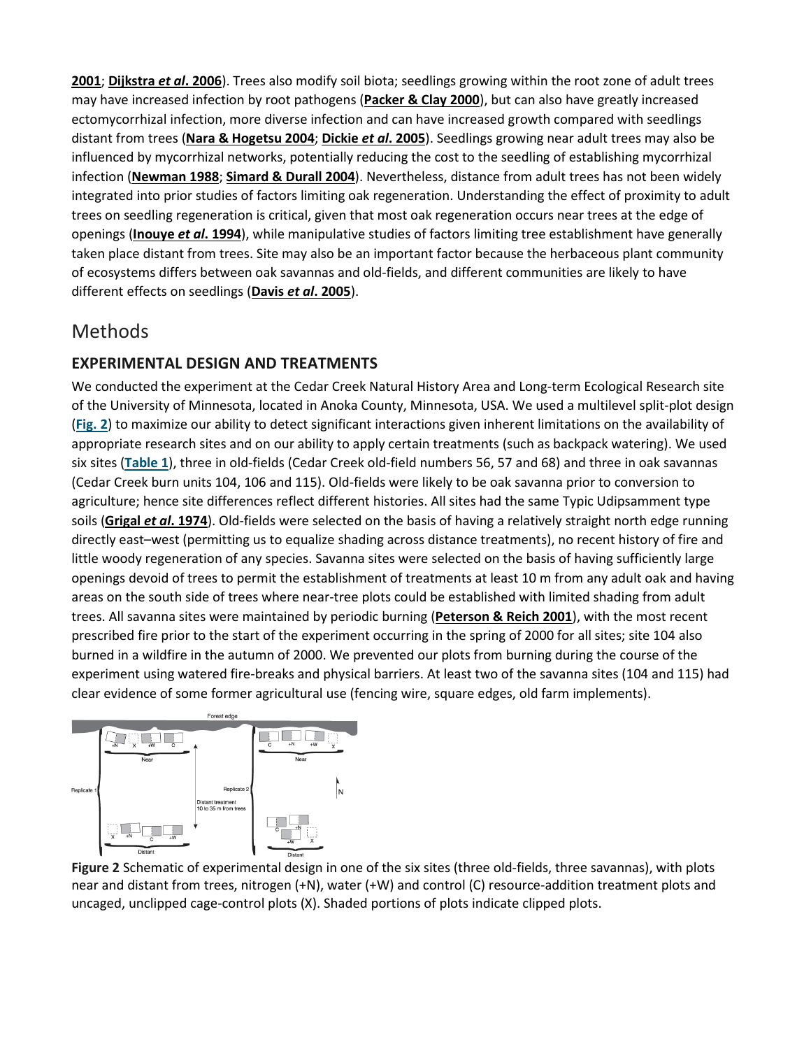2001; Dijkstra *et al*. 2006). Trees also modify soil biota; seedlings growing within the root zone of adult trees may have increased infection by root pathogens (Packer & Clay 2000), but can also have greatly increased ectomycorrhizal infection, more diverse infection and can have increased growth compared with seedlings distant from trees (Nara & Hogetsu 2004; Dickie *et al*. 2005). Seedlings growing near adult trees may also be influenced by mycorrhizal networks, potentially reducing the cost to the seedling of establishing mycorrhizal infection (Newman 1988; Simard & Durall 2004). Nevertheless, distance from adult trees has not been widely integrated into prior studies of factors limiting oak regeneration. Understanding the effect of proximity to adult trees on seedling regeneration is critical, given that most oak regeneration occurs near trees at the edge of openings (Inouye *et al*. 1994), while manipulative studies of factors limiting tree establishment have generally taken place distant from trees. Site may also be an important factor because the herbaceous plant community of ecosystems differs between oak savannas and old-fields, and different communities are likely to have different effects on seedlings (Davis *et al*. 2005).

## Methods

### EXPERIMENTAL DESIGN AND TREATMENTS

We conducted the experiment at the Cedar Creek Natural History Area and Long-term Ecological Research site of the University of Minnesota, located in Anoka County, Minnesota, USA. We used a multilevel split-plot design (Fig. 2) to maximize our ability to detect significant interactions given inherent limitations on the availability of appropriate research sites and on our ability to apply certain treatments (such as backpack watering). We used six sites (Table 1), three in old-fields (Cedar Creek old-field numbers 56, 57 and 68) and three in oak savannas (Cedar Creek burn units 104, 106 and 115). Old-fields were likely to be oak savanna prior to conversion to agriculture; hence site differences reflect different histories. All sites had the same Typic Udipsamment type soils (Grigal *et al*. 1974). Old-fields were selected on the basis of having a relatively straight north edge running directly east–west (permitting us to equalize shading across distance treatments), no recent history of fire and little woody regeneration of any species. Savanna sites were selected on the basis of having sufficiently large openings devoid of trees to permit the establishment of treatments at least 10 m from any adult oak and having areas on the south side of trees where near-tree plots could be established with limited shading from adult trees. All savanna sites were maintained by periodic burning (Peterson & Reich 2001), with the most recent prescribed fire prior to the start of the experiment occurring in the spring of 2000 for all sites; site 104 also burned in a wildfire in the autumn of 2000. We prevented our plots from burning during the course of the experiment using watered fire-breaks and physical barriers. At least two of the savanna sites (104 and 115) had clear evidence of some former agricultural use (fencing wire, square edges, old farm implements).

**Figure 2** Schematic of experimental design in one of the six sites (three old-fields, three savannas), with plots near and distant from trees, nitrogen (+N), water (+W) and control (C) resource-addition treatment plots and uncaged, unclipped cage-control plots (X). Shaded portions of plots indicate clipped plots.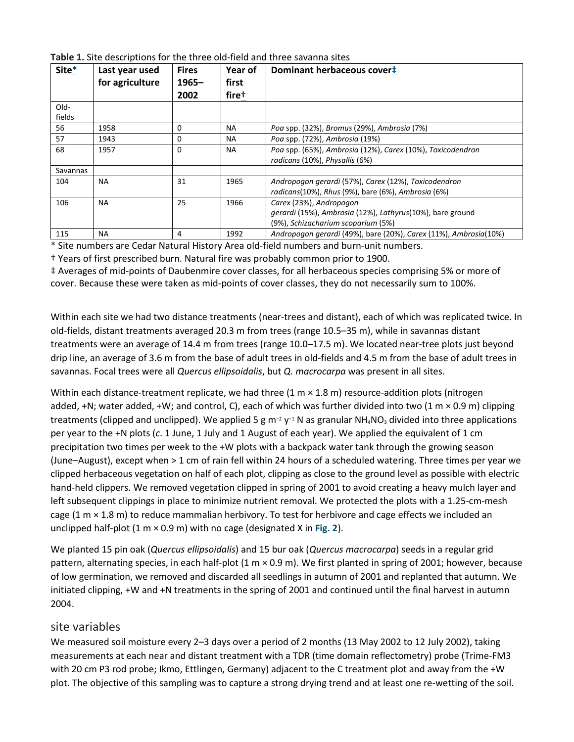**Table 1.** Site descriptions for the three old-field and three savanna sites

| Site* | Last year used for agriculture | Fires 1965–2002 | Year of first fire† | Dominant herbaceous cover‡ |
|---|---|---|---|---|
| Old-fields | | | | |
| 56 | 1958 | 0 | NA | *Poa* spp. (32%), *Bromus* (29%), *Ambrosia* (7%) |
| 57 | 1943 | 0 | NA | *Poa* spp. (72%), *Ambrosia* (19%) |
| 68 | 1957 | 0 | NA | *Poa* spp. (65%), *Ambrosia* (12%), *Carex* (10%), *Toxicodendron radicans* (10%), *Physallis* (6%) |
| Savannas | | | | |
| 104 | NA | 31 | 1965 | *Andropogon gerardi* (57%), *Carex* (12%), *Toxicodendron radicans*(10%), *Rhus* (9%), bare (6%), *Ambrosia* (6%) |
| 106 | NA | 25 | 1966 | *Carex* (23%), *Andropogon gerardi* (15%), *Ambrosia* (12%), *Lathyrus*(10%), bare ground (9%), *Schizacharium scoparium* (5%) |
| 115 | NA | 4 | 1992 | *Andropogon gerardi* (49%), bare (20%), *Carex* (11%), *Ambrosia*(10%) |

* Site numbers are Cedar Natural History Area old-field numbers and burn-unit numbers.

† Years of first prescribed burn. Natural fire was probably common prior to 1900.

‡ Averages of mid-points of Daubenmire cover classes, for all herbaceous species comprising 5% or more of cover. Because these were taken as mid-points of cover classes, they do not necessarily sum to 100%.

Within each site we had two distance treatments (near-trees and distant), each of which was replicated twice. In old-fields, distant treatments averaged 20.3 m from trees (range 10.5–35 m), while in savannas distant treatments were an average of 14.4 m from trees (range 10.0–17.5 m). We located near-tree plots just beyond drip line, an average of 3.6 m from the base of adult trees in old-fields and 4.5 m from the base of adult trees in savannas. Focal trees were all *Quercus ellipsoidalis*, but *Q. macrocarpa* was present in all sites.

Within each distance-treatment replicate, we had three (1 m × 1.8 m) resource-addition plots (nitrogen added, +N; water added, +W; and control, C), each of which was further divided into two (1 m × 0.9 m) clipping treatments (clipped and unclipped). We applied 5 g $m^{-2}$ $y^{-1}$ N as granular $NH_4NO_3$ divided into three applications per year to the +N plots (*c.* 1 June, 1 July and 1 August of each year). We applied the equivalent of 1 cm precipitation two times per week to the +W plots with a backpack water tank through the growing season (June–August), except when > 1 cm of rain fell within 24 hours of a scheduled watering. Three times per year we clipped herbaceous vegetation on half of each plot, clipping as close to the ground level as possible with electric hand-held clippers. We removed vegetation clipped in spring of 2001 to avoid creating a heavy mulch layer and left subsequent clippings in place to minimize nutrient removal. We protected the plots with a 1.25-cm-mesh cage (1 m × 1.8 m) to reduce mammalian herbivory. To test for herbivore and cage effects we included an unclipped half-plot (1 m × 0.9 m) with no cage (designated X in Fig. 2).

We planted 15 pin oak (*Quercus ellipsoidalis*) and 15 bur oak (*Quercus macrocarpa*) seeds in a regular grid pattern, alternating species, in each half-plot (1 m × 0.9 m). We first planted in spring of 2001; however, because of low germination, we removed and discarded all seedlings in autumn of 2001 and replanted that autumn. We initiated clipping, +W and +N treatments in the spring of 2001 and continued until the final harvest in autumn 2004.

## site variables

We measured soil moisture every 2–3 days over a period of 2 months (13 May 2002 to 12 July 2002), taking measurements at each near and distant treatment with a TDR (time domain reflectometry) probe (Trime-FM3 with 20 cm P3 rod probe; Ikmo, Ettlingen, Germany) adjacent to the C treatment plot and away from the +W plot. The objective of this sampling was to capture a strong drying trend and at least one re-wetting of the soil.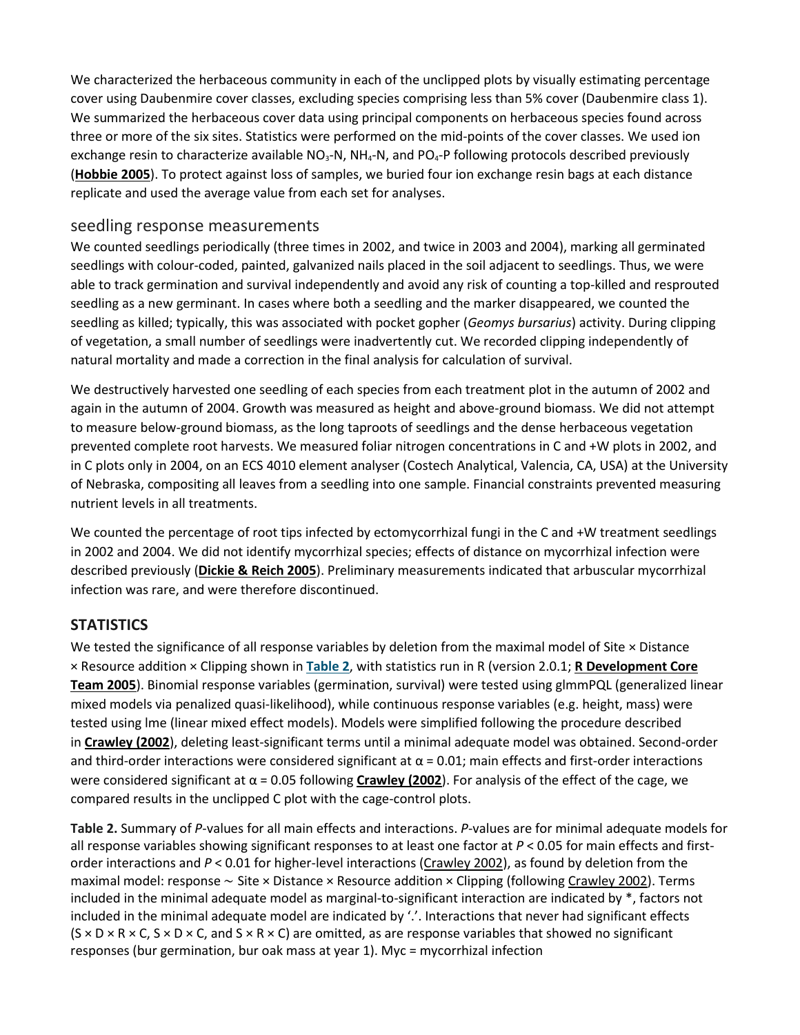We characterized the herbaceous community in each of the unclipped plots by visually estimating percentage cover using Daubenmire cover classes, excluding species comprising less than 5% cover (Daubenmire class 1). We summarized the herbaceous cover data using principal components on herbaceous species found across three or more of the six sites. Statistics were performed on the mid-points of the cover classes. We used ion exchange resin to characterize available $NO_3$-N, $NH_4$-N, and $PO_4$-P following protocols described previously (**Hobbie 2005**). To protect against loss of samples, we buried four ion exchange resin bags at each distance replicate and used the average value from each set for analyses.

## seedling response measurements

We counted seedlings periodically (three times in 2002, and twice in 2003 and 2004), marking all germinated seedlings with colour-coded, painted, galvanized nails placed in the soil adjacent to seedlings. Thus, we were able to track germination and survival independently and avoid any risk of counting a top-killed and resprouted seedling as a new germinant. In cases where both a seedling and the marker disappeared, we counted the seedling as killed; typically, this was associated with pocket gopher (*Geomys bursarius*) activity. During clipping of vegetation, a small number of seedlings were inadvertently cut. We recorded clipping independently of natural mortality and made a correction in the final analysis for calculation of survival.

We destructively harvested one seedling of each species from each treatment plot in the autumn of 2002 and again in the autumn of 2004. Growth was measured as height and above-ground biomass. We did not attempt to measure below-ground biomass, as the long taproots of seedlings and the dense herbaceous vegetation prevented complete root harvests. We measured foliar nitrogen concentrations in C and +W plots in 2002, and in C plots only in 2004, on an ECS 4010 element analyser (Costech Analytical, Valencia, CA, USA) at the University of Nebraska, compositing all leaves from a seedling into one sample. Financial constraints prevented measuring nutrient levels in all treatments.

We counted the percentage of root tips infected by ectomycorrhizal fungi in the C and +W treatment seedlings in 2002 and 2004. We did not identify mycorrhizal species; effects of distance on mycorrhizal infection were described previously (**Dickie & Reich 2005**). Preliminary measurements indicated that arbuscular mycorrhizal infection was rare, and were therefore discontinued.

## STATISTICS

We tested the significance of all response variables by deletion from the maximal model of Site × Distance × Resource addition × Clipping shown in **Table 2**, with statistics run in R (version 2.0.1; **R Development Core Team 2005**). Binomial response variables (germination, survival) were tested using glmmPQL (generalized linear mixed models via penalized quasi-likelihood), while continuous response variables (e.g. height, mass) were tested using lme (linear mixed effect models). Models were simplified following the procedure described in **Crawley (2002)**, deleting least-significant terms until a minimal adequate model was obtained. Second-order and third-order interactions were considered significant at $\alpha = 0.01$; main effects and first-order interactions were considered significant at $\alpha = 0.05$ following **Crawley (2002)**. For analysis of the effect of the cage, we compared results in the unclipped C plot with the cage-control plots.

**Table 2.** Summary of *P*-values for all main effects and interactions. *P*-values are for minimal adequate models for all response variables showing significant responses to at least one factor at $P < 0.05$ for main effects and first-order interactions and $P < 0.01$ for higher-level interactions (Crawley 2002), as found by deletion from the maximal model: response ~ Site × Distance × Resource addition × Clipping (following Crawley 2002). Terms included in the minimal adequate model as marginal-to-significant interaction are indicated by *, factors not included in the minimal adequate model are indicated by '.'. Interactions that never had significant effects (S × D × R × C, S × D × C, and S × R × C) are omitted, as are response variables that showed no significant responses (bur germination, bur oak mass at year 1). Myc = mycorrhizal infection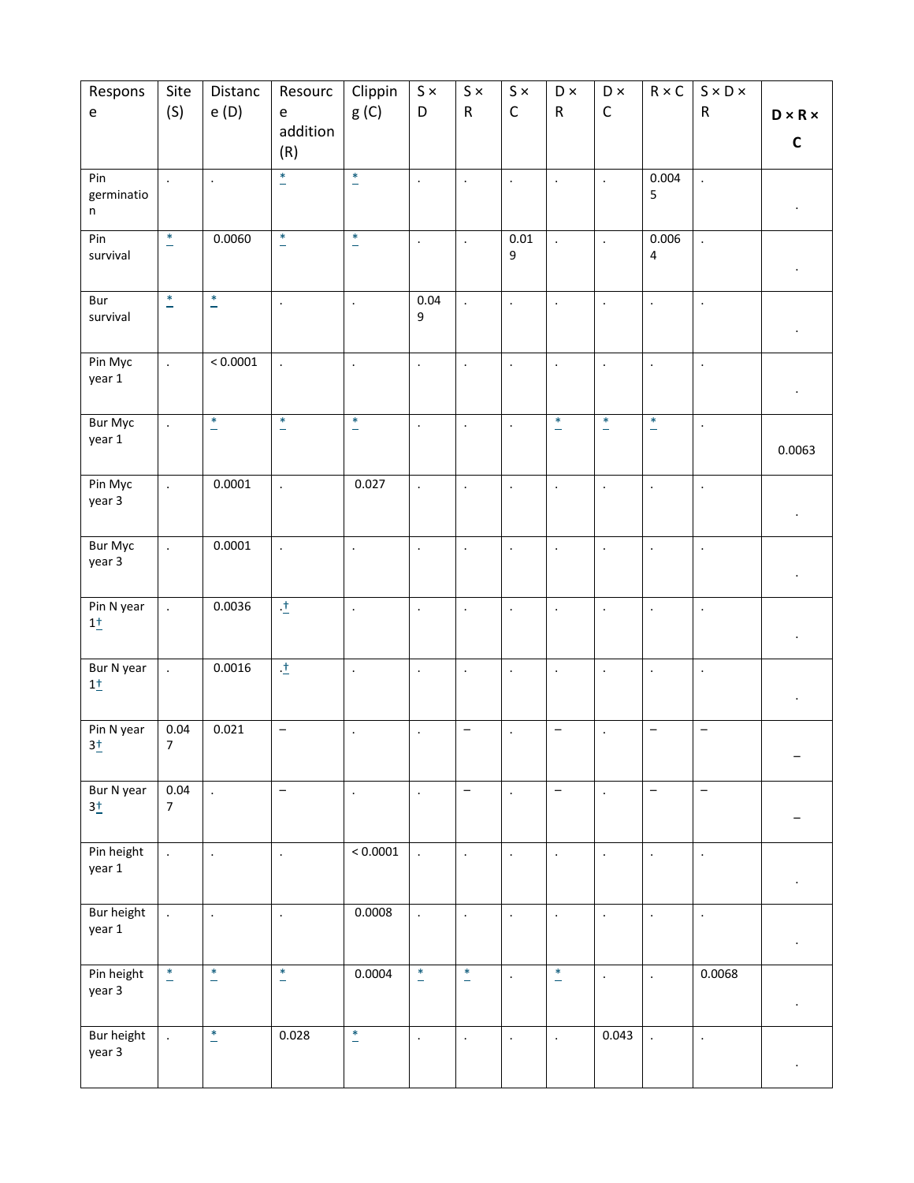| Response | Site (S) | Distance (D) | Resource addition (R) | Clipping (C) | S × D | S × R | S × C | D × R | D × C | R × C | S × D × R | **D × R × C** |
|---|---|---|---|---|---|---|---|---|---|---|---|---|
| Pin germination | . | . | * | * | . | . | . | . | . | 0.0045 | . | . |
| Pin survival | * | 0.0060 | * | * | . | . | 0.019 | . | . | 0.0064 | . | . |
| Bur survival | * | * | . | . | 0.049 | . | . | . | . | . | . | . |
| Pin Myc year 1 | . | < 0.0001 | . | . | . | . | . | . | . | . | . | . |
| Bur Myc year 1 | . | * | * | * | . | . | . | * | * | * | . | 0.0063 |
| Pin Myc year 3 | . | 0.0001 | . | 0.027 | . | . | . | . | . | . | . | . |
| Bur Myc year 3 | . | 0.0001 | . | . | . | . | . | . | . | . | . | . |
| Pin N year 1† | . | 0.0036 | .† | . | . | . | . | . | . | . | . | . |
| Bur N year 1† | . | 0.0016 | .† | . | . | . | . | . | . | . | . | . |
| Pin N year 3† | 0.047 | 0.021 | – | . | . | – | . | – | . | – | – | – |
| Bur N year 3† | 0.047 | . | – | . | . | – | . | – | . | – | – | – |
| Pin height year 1 | . | . | . | < 0.0001 | . | . | . | . | . | . | . | . |
| Bur height year 1 | . | . | . | 0.0008 | . | . | . | . | . | . | . | . |
| Pin height year 3 | * | * | * | 0.0004 | * | * | . | * | . | . | 0.0068 | . |
| Bur height year 3 | . | * | 0.028 | * | . | . | . | . | 0.043 | . | . | . |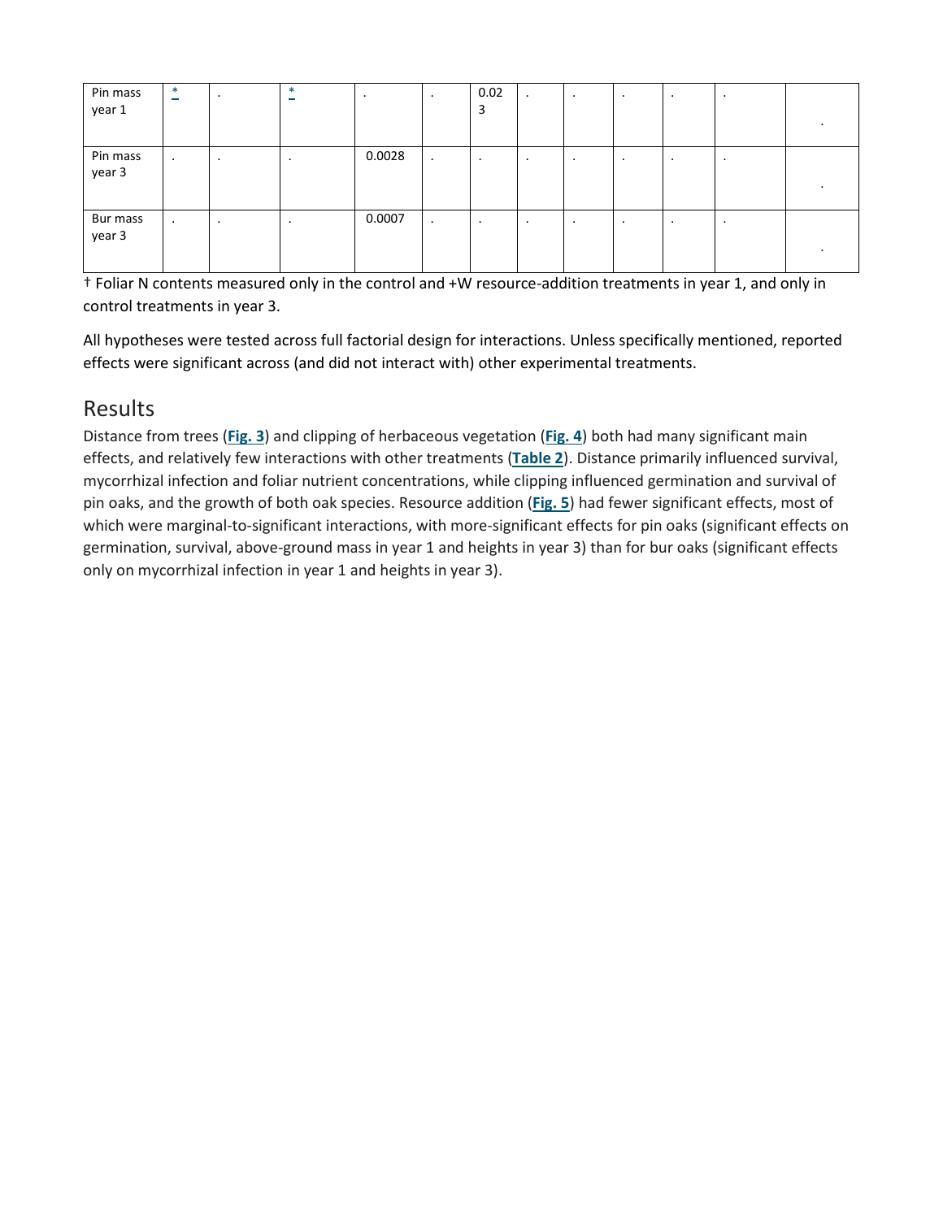| Pin mass year 1 | * | . | * | . | . | 0.023 | . | . | . | . | . | . |
|---|---|---|---|---|---|---|---|---|---|---|---|---|
| Pin mass year 3 | . | . | . | 0.0028 | . | . | . | . | . | . | . | . |
| Bur mass year 3 | . | . | . | 0.0007 | . | . | . | . | . | . | . | . |

† Foliar N contents measured only in the control and +W resource-addition treatments in year 1, and only in control treatments in year 3.

All hypotheses were tested across full factorial design for interactions. Unless specifically mentioned, reported effects were significant across (and did not interact with) other experimental treatments.

## Results

Distance from trees (**Fig. 3**) and clipping of herbaceous vegetation (**Fig. 4**) both had many significant main effects, and relatively few interactions with other treatments (**Table 2**). Distance primarily influenced survival, mycorrhizal infection and foliar nutrient concentrations, while clipping influenced germination and survival of pin oaks, and the growth of both oak species. Resource addition (**Fig. 5**) had fewer significant effects, most of which were marginal-to-significant interactions, with more-significant effects for pin oaks (significant effects on germination, survival, above-ground mass in year 1 and heights in year 3) than for bur oaks (significant effects only on mycorrhizal infection in year 1 and heights in year 3).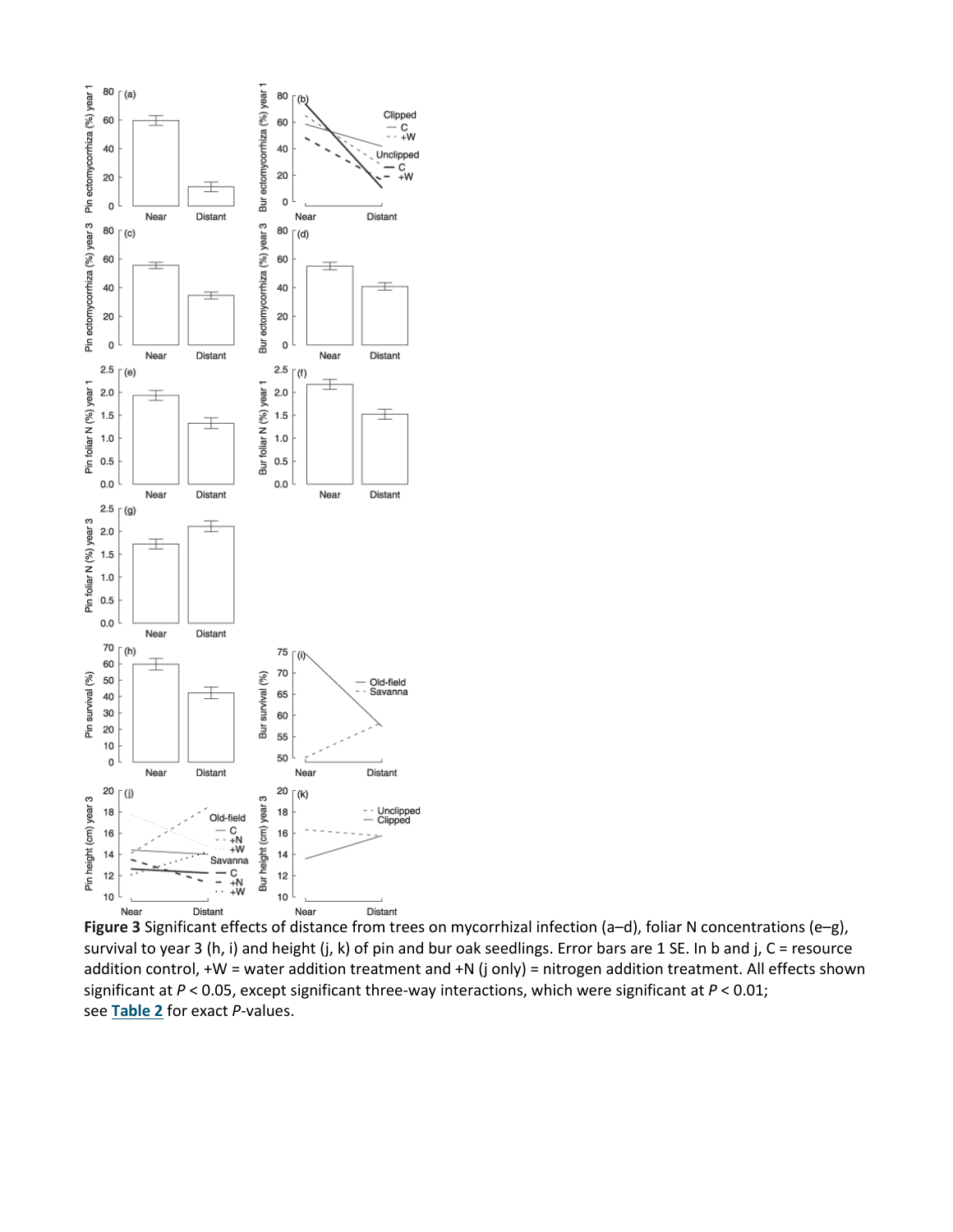**Figure 3** Significant effects of distance from trees on mycorrhizal infection (a–d), foliar N concentrations (e–g), survival to year 3 (h, i) and height (j, k) of pin and bur oak seedlings. Error bars are 1 SE. In b and j, C = resource addition control, +W = water addition treatment and +N (j only) = nitrogen addition treatment. All effects shown significant at $P < 0.05$, except significant three-way interactions, which were significant at $P < 0.01$; see **Table 2** for exact $P$-values.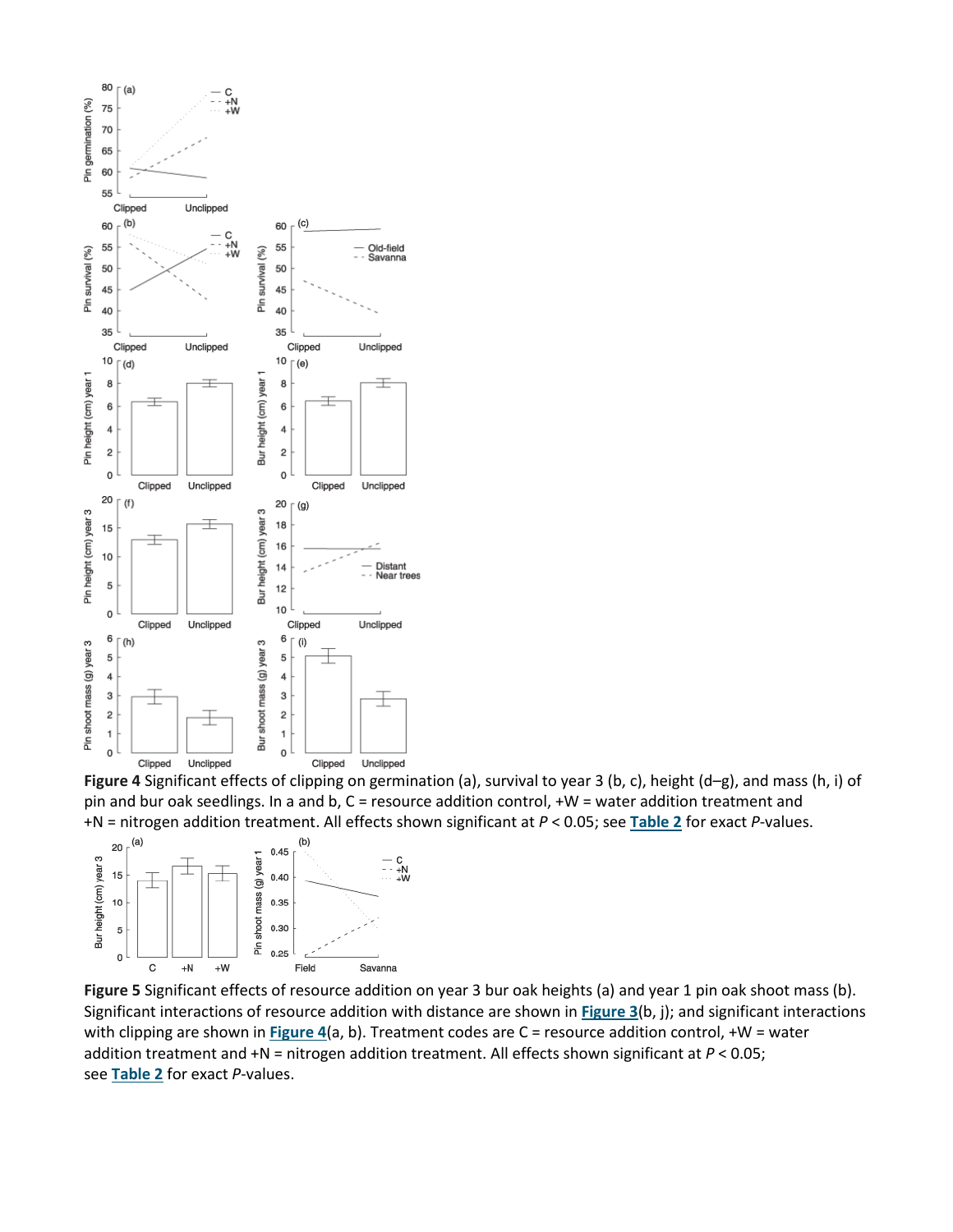**Figure 4** Significant effects of clipping on germination (a), survival to year 3 (b, c), height (d–g), and mass (h, i) of pin and bur oak seedlings. In a and b, C = resource addition control, +W = water addition treatment and +N = nitrogen addition treatment. All effects shown significant at $P < 0.05$; see **Table 2** for exact $P$-values.

**Figure 5** Significant effects of resource addition on year 3 bur oak heights (a) and year 1 pin oak shoot mass (b). Significant interactions of resource addition with distance are shown in **Figure 3**(b, j); and significant interactions with clipping are shown in **Figure 4**(a, b). Treatment codes are C = resource addition control, +W = water addition treatment and +N = nitrogen addition treatment. All effects shown significant at $P < 0.05$; see **Table 2** for exact $P$-values.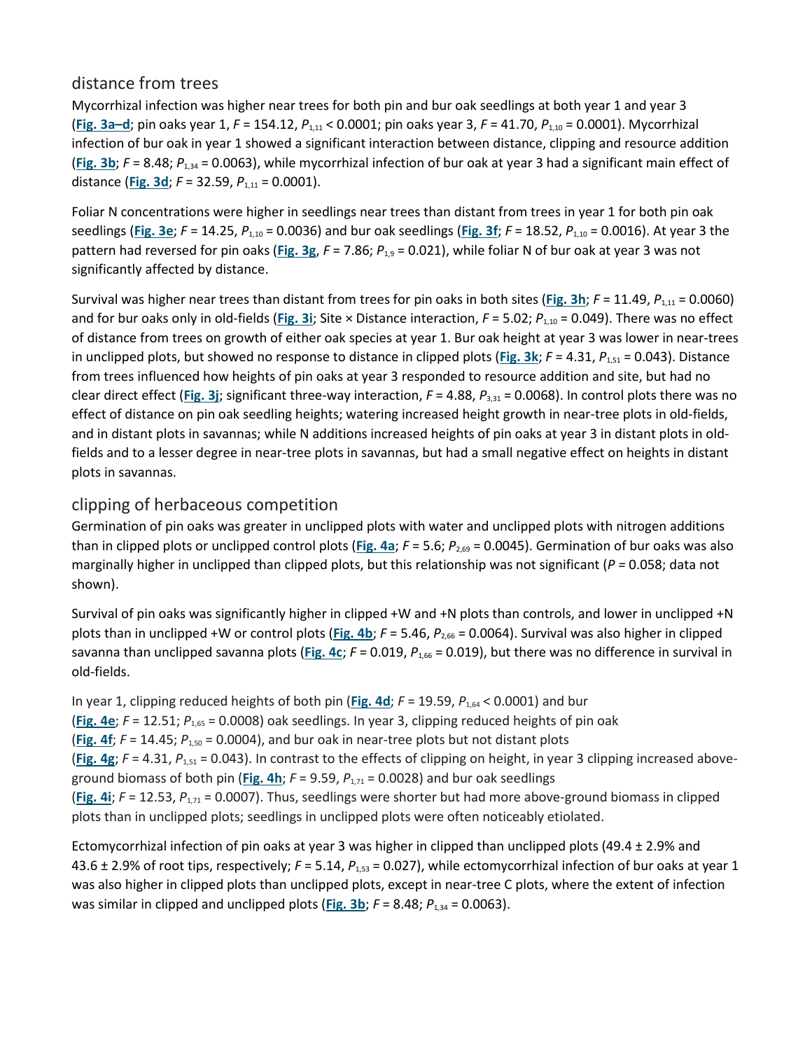### distance from trees

Mycorrhizal infection was higher near trees for both pin and bur oak seedlings at both year 1 and year 3 (**Fig. 3a–d**; pin oaks year 1, $F = 154.12$, $P_{1,11} < 0.0001$; pin oaks year 3, $F = 41.70$, $P_{1,10} = 0.0001$). Mycorrhizal infection of bur oak in year 1 showed a significant interaction between distance, clipping and resource addition (**Fig. 3b**; $F = 8.48$; $P_{1,34} = 0.0063$), while mycorrhizal infection of bur oak at year 3 had a significant main effect of distance (**Fig. 3d**; $F = 32.59$, $P_{1,11} = 0.0001$).

Foliar N concentrations were higher in seedlings near trees than distant from trees in year 1 for both pin oak seedlings (**Fig. 3e**; $F = 14.25$, $P_{1,10} = 0.0036$) and bur oak seedlings (**Fig. 3f**; $F = 18.52$, $P_{1,10} = 0.0016$). At year 3 the pattern had reversed for pin oaks (**Fig. 3g**, $F = 7.86$; $P_{1,9} = 0.021$), while foliar N of bur oak at year 3 was not significantly affected by distance.

Survival was higher near trees than distant from trees for pin oaks in both sites (**Fig. 3h**; $F = 11.49$, $P_{1,11} = 0.0060$) and for bur oaks only in old-fields (**Fig. 3i**; Site × Distance interaction, $F = 5.02$; $P_{1,10} = 0.049$). There was no effect of distance from trees on growth of either oak species at year 1. Bur oak height at year 3 was lower in near-trees in unclipped plots, but showed no response to distance in clipped plots (**Fig. 3k**; $F = 4.31$, $P_{1,51} = 0.043$). Distance from trees influenced how heights of pin oaks at year 3 responded to resource addition and site, but had no clear direct effect (**Fig. 3j**; significant three-way interaction, $F = 4.88$, $P_{3,31} = 0.0068$). In control plots there was no effect of distance on pin oak seedling heights; watering increased height growth in near-tree plots in old-fields, and in distant plots in savannas; while N additions increased heights of pin oaks at year 3 in distant plots in old-fields and to a lesser degree in near-tree plots in savannas, but had a small negative effect on heights in distant plots in savannas.

### clipping of herbaceous competition

Germination of pin oaks was greater in unclipped plots with water and unclipped plots with nitrogen additions than in clipped plots or unclipped control plots (**Fig. 4a**; $F = 5.6$; $P_{2,69} = 0.0045$). Germination of bur oaks was also marginally higher in unclipped than clipped plots, but this relationship was not significant ($P = 0.058$; data not shown).

Survival of pin oaks was significantly higher in clipped +W and +N plots than controls, and lower in unclipped +N plots than in unclipped +W or control plots (**Fig. 4b**; $F = 5.46$, $P_{2,66} = 0.0064$). Survival was also higher in clipped savanna than unclipped savanna plots (**Fig. 4c**; $F = 0.019$, $P_{1,66} = 0.019$), but there was no difference in survival in old-fields.

In year 1, clipping reduced heights of both pin (**Fig. 4d**; $F = 19.59$, $P_{1,64} < 0.0001$) and bur (**Fig. 4e**; $F = 12.51$; $P_{1,65} = 0.0008$) oak seedlings. In year 3, clipping reduced heights of pin oak (**Fig. 4f**; $F = 14.45$; $P_{1,50} = 0.0004$), and bur oak in near-tree plots but not distant plots (**Fig. 4g**; $F = 4.31$, $P_{1,51} = 0.043$). In contrast to the effects of clipping on height, in year 3 clipping increased above-ground biomass of both pin (**Fig. 4h**; $F = 9.59$, $P_{1,71} = 0.0028$) and bur oak seedlings (**Fig. 4i**; $F = 12.53$, $P_{1,71} = 0.0007$). Thus, seedlings were shorter but had more above-ground biomass in clipped plots than in unclipped plots; seedlings in unclipped plots were often noticeably etiolated.

Ectomycorrhizal infection of pin oaks at year 3 was higher in clipped than unclipped plots (49.4 ± 2.9% and 43.6 ± 2.9% of root tips, respectively; $F = 5.14$, $P_{1,53} = 0.027$), while ectomycorrhizal infection of bur oaks at year 1 was also higher in clipped plots than unclipped plots, except in near-tree C plots, where the extent of infection was similar in clipped and unclipped plots (**Fig. 3b**; $F = 8.48$; $P_{1,34} = 0.0063$).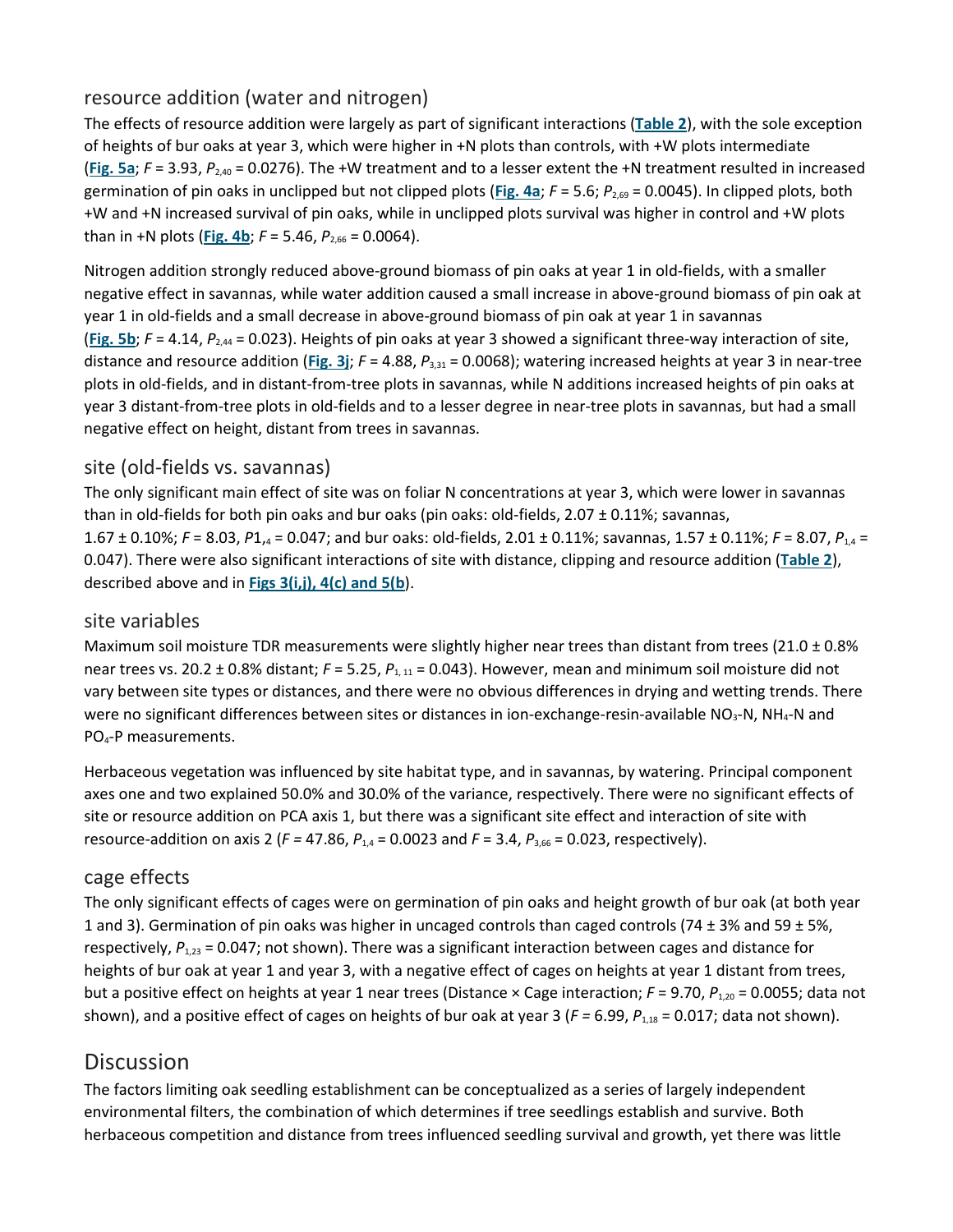### resource addition (water and nitrogen)

The effects of resource addition were largely as part of significant interactions (**Table 2**), with the sole exception of heights of bur oaks at year 3, which were higher in +N plots than controls, with +W plots intermediate (**Fig. 5a**; $F$ = 3.93, $P_{2,40}$ = 0.0276). The +W treatment and to a lesser extent the +N treatment resulted in increased germination of pin oaks in unclipped but not clipped plots (**Fig. 4a**; $F$ = 5.6; $P_{2,69}$ = 0.0045). In clipped plots, both +W and +N increased survival of pin oaks, while in unclipped plots survival was higher in control and +W plots than in +N plots (**Fig. 4b**; $F$ = 5.46, $P_{2,66}$ = 0.0064).

Nitrogen addition strongly reduced above-ground biomass of pin oaks at year 1 in old-fields, with a smaller negative effect in savannas, while water addition caused a small increase in above-ground biomass of pin oak at year 1 in old-fields and a small decrease in above-ground biomass of pin oak at year 1 in savannas (**Fig. 5b**; $F$ = 4.14, $P_{2,44}$ = 0.023). Heights of pin oaks at year 3 showed a significant three-way interaction of site, distance and resource addition (**Fig. 3j**; $F$ = 4.88, $P_{3,31}$ = 0.0068); watering increased heights at year 3 in near-tree plots in old-fields, and in distant-from-tree plots in savannas, while N additions increased heights of pin oaks at year 3 distant-from-tree plots in old-fields and to a lesser degree in near-tree plots in savannas, but had a small negative effect on height, distant from trees in savannas.

### site (old-fields vs. savannas)

The only significant main effect of site was on foliar N concentrations at year 3, which were lower in savannas than in old-fields for both pin oaks and bur oaks (pin oaks: old-fields, 2.07 ± 0.11%; savannas, 1.67 ± 0.10%; $F$ = 8.03, $P1_{,4}$ = 0.047; and bur oaks: old-fields, 2.01 ± 0.11%; savannas, 1.57 ± 0.11%; $F$ = 8.07, $P_{1,4}$ = 0.047). There were also significant interactions of site with distance, clipping and resource addition (**Table 2**), described above and in **Figs 3(i,j), 4(c) and 5(b**).

### site variables

Maximum soil moisture TDR measurements were slightly higher near trees than distant from trees (21.0 ± 0.8% near trees vs. 20.2 ± 0.8% distant; $F$ = 5.25, $P_{1,11}$ = 0.043). However, mean and minimum soil moisture did not vary between site types or distances, and there were no obvious differences in drying and wetting trends. There were no significant differences between sites or distances in ion-exchange-resin-available $NO_3$-N, $NH_4$-N and $PO_4$-P measurements.

Herbaceous vegetation was influenced by site habitat type, and in savannas, by watering. Principal component axes one and two explained 50.0% and 30.0% of the variance, respectively. There were no significant effects of site or resource addition on PCA axis 1, but there was a significant site effect and interaction of site with resource-addition on axis 2 ($F$ = 47.86, $P_{1,4}$ = 0.0023 and $F$ = 3.4, $P_{3,66}$ = 0.023, respectively).

### cage effects

The only significant effects of cages were on germination of pin oaks and height growth of bur oak (at both year 1 and 3). Germination of pin oaks was higher in uncaged controls than caged controls (74 ± 3% and 59 ± 5%, respectively, $P_{1,23}$ = 0.047; not shown). There was a significant interaction between cages and distance for heights of bur oak at year 1 and year 3, with a negative effect of cages on heights at year 1 distant from trees, but a positive effect on heights at year 1 near trees (Distance × Cage interaction; $F$ = 9.70, $P_{1,20}$ = 0.0055; data not shown), and a positive effect of cages on heights of bur oak at year 3 ($F$ = 6.99, $P_{1,18}$ = 0.017; data not shown).

## Discussion

The factors limiting oak seedling establishment can be conceptualized as a series of largely independent environmental filters, the combination of which determines if tree seedlings establish and survive. Both herbaceous competition and distance from trees influenced seedling survival and growth, yet there was little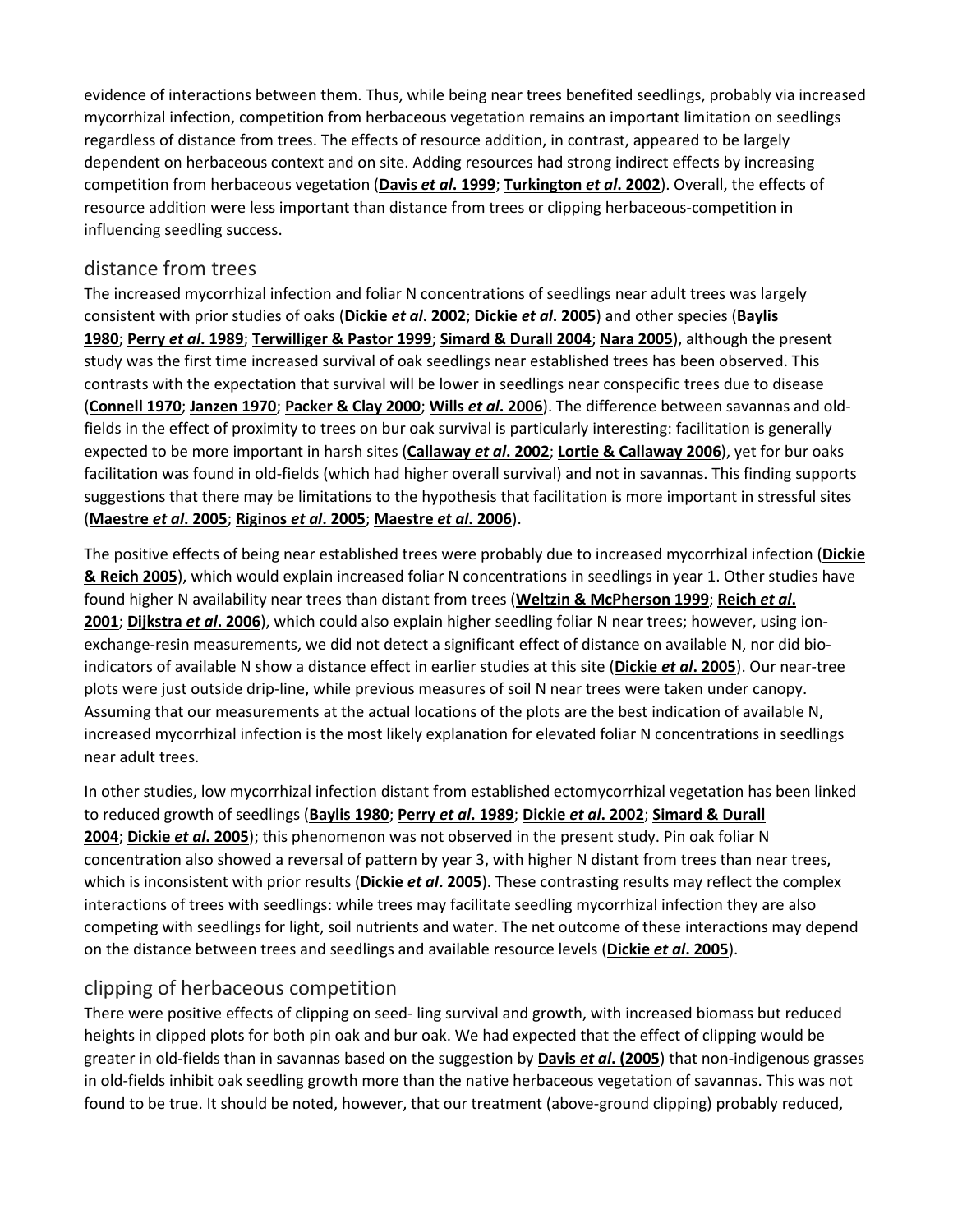evidence of interactions between them. Thus, while being near trees benefited seedlings, probably via increased mycorrhizal infection, competition from herbaceous vegetation remains an important limitation on seedlings regardless of distance from trees. The effects of resource addition, in contrast, appeared to be largely dependent on herbaceous context and on site. Adding resources had strong indirect effects by increasing competition from herbaceous vegetation (**Davis *et al*. 1999**; **Turkington *et al*. 2002**). Overall, the effects of resource addition were less important than distance from trees or clipping herbaceous-competition in influencing seedling success.

## distance from trees

The increased mycorrhizal infection and foliar N concentrations of seedlings near adult trees was largely consistent with prior studies of oaks (**Dickie *et al*. 2002**; **Dickie *et al*. 2005**) and other species (**Baylis 1980**; **Perry *et al*. 1989**; **Terwilliger & Pastor 1999**; **Simard & Durall 2004**; **Nara 2005**), although the present study was the first time increased survival of oak seedlings near established trees has been observed. This contrasts with the expectation that survival will be lower in seedlings near conspecific trees due to disease (**Connell 1970**; **Janzen 1970**; **Packer & Clay 2000**; **Wills *et al*. 2006**). The difference between savannas and old-fields in the effect of proximity to trees on bur oak survival is particularly interesting: facilitation is generally expected to be more important in harsh sites (**Callaway *et al*. 2002**; **Lortie & Callaway 2006**), yet for bur oaks facilitation was found in old-fields (which had higher overall survival) and not in savannas. This finding supports suggestions that there may be limitations to the hypothesis that facilitation is more important in stressful sites (**Maestre *et al*. 2005**; **Riginos *et al*. 2005**; **Maestre *et al*. 2006**).

The positive effects of being near established trees were probably due to increased mycorrhizal infection (**Dickie & Reich 2005**), which would explain increased foliar N concentrations in seedlings in year 1. Other studies have found higher N availability near trees than distant from trees (**Weltzin & McPherson 1999**; **Reich *et al*. 2001**; **Dijkstra *et al*. 2006**), which could also explain higher seedling foliar N near trees; however, using ion-exchange-resin measurements, we did not detect a significant effect of distance on available N, nor did bio-indicators of available N show a distance effect in earlier studies at this site (**Dickie *et al*. 2005**). Our near-tree plots were just outside drip-line, while previous measures of soil N near trees were taken under canopy. Assuming that our measurements at the actual locations of the plots are the best indication of available N, increased mycorrhizal infection is the most likely explanation for elevated foliar N concentrations in seedlings near adult trees.

In other studies, low mycorrhizal infection distant from established ectomycorrhizal vegetation has been linked to reduced growth of seedlings (**Baylis 1980**; **Perry *et al*. 1989**; **Dickie *et al*. 2002**; **Simard & Durall 2004**; **Dickie *et al*. 2005**); this phenomenon was not observed in the present study. Pin oak foliar N concentration also showed a reversal of pattern by year 3, with higher N distant from trees than near trees, which is inconsistent with prior results (**Dickie *et al*. 2005**). These contrasting results may reflect the complex interactions of trees with seedlings: while trees may facilitate seedling mycorrhizal infection they are also competing with seedlings for light, soil nutrients and water. The net outcome of these interactions may depend on the distance between trees and seedlings and available resource levels (**Dickie *et al*. 2005**).

## clipping of herbaceous competition

There were positive effects of clipping on seed- ling survival and growth, with increased biomass but reduced heights in clipped plots for both pin oak and bur oak. We had expected that the effect of clipping would be greater in old-fields than in savannas based on the suggestion by **Davis *et al*. (2005**) that non-indigenous grasses in old-fields inhibit oak seedling growth more than the native herbaceous vegetation of savannas. This was not found to be true. It should be noted, however, that our treatment (above-ground clipping) probably reduced,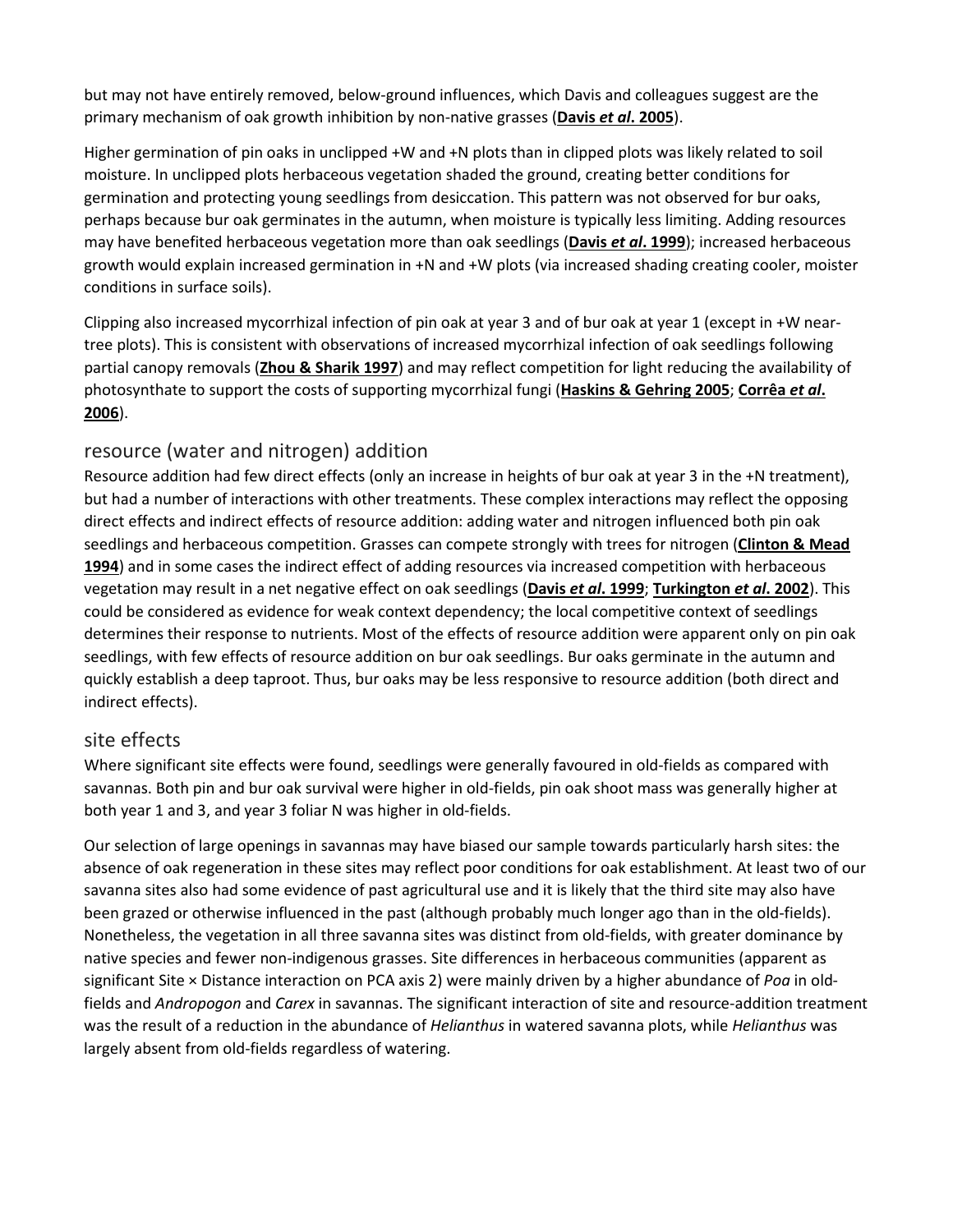but may not have entirely removed, below-ground influences, which Davis and colleagues suggest are the primary mechanism of oak growth inhibition by non-native grasses (**Davis *et al*. 2005**).

Higher germination of pin oaks in unclipped +W and +N plots than in clipped plots was likely related to soil moisture. In unclipped plots herbaceous vegetation shaded the ground, creating better conditions for germination and protecting young seedlings from desiccation. This pattern was not observed for bur oaks, perhaps because bur oak germinates in the autumn, when moisture is typically less limiting. Adding resources may have benefited herbaceous vegetation more than oak seedlings (**Davis *et al*. 1999**); increased herbaceous growth would explain increased germination in +N and +W plots (via increased shading creating cooler, moister conditions in surface soils).

Clipping also increased mycorrhizal infection of pin oak at year 3 and of bur oak at year 1 (except in +W near-tree plots). This is consistent with observations of increased mycorrhizal infection of oak seedlings following partial canopy removals (**Zhou & Sharik 1997**) and may reflect competition for light reducing the availability of photosynthate to support the costs of supporting mycorrhizal fungi (**Haskins & Gehring 2005**; **Corrêa *et al*. 2006**).

## resource (water and nitrogen) addition

Resource addition had few direct effects (only an increase in heights of bur oak at year 3 in the +N treatment), but had a number of interactions with other treatments. These complex interactions may reflect the opposing direct effects and indirect effects of resource addition: adding water and nitrogen influenced both pin oak seedlings and herbaceous competition. Grasses can compete strongly with trees for nitrogen (**Clinton & Mead 1994**) and in some cases the indirect effect of adding resources via increased competition with herbaceous vegetation may result in a net negative effect on oak seedlings (**Davis *et al*. 1999**; **Turkington *et al*. 2002**). This could be considered as evidence for weak context dependency; the local competitive context of seedlings determines their response to nutrients. Most of the effects of resource addition were apparent only on pin oak seedlings, with few effects of resource addition on bur oak seedlings. Bur oaks germinate in the autumn and quickly establish a deep taproot. Thus, bur oaks may be less responsive to resource addition (both direct and indirect effects).

## site effects

Where significant site effects were found, seedlings were generally favoured in old-fields as compared with savannas. Both pin and bur oak survival were higher in old-fields, pin oak shoot mass was generally higher at both year 1 and 3, and year 3 foliar N was higher in old-fields.

Our selection of large openings in savannas may have biased our sample towards particularly harsh sites: the absence of oak regeneration in these sites may reflect poor conditions for oak establishment. At least two of our savanna sites also had some evidence of past agricultural use and it is likely that the third site may also have been grazed or otherwise influenced in the past (although probably much longer ago than in the old-fields). Nonetheless, the vegetation in all three savanna sites was distinct from old-fields, with greater dominance by native species and fewer non-indigenous grasses. Site differences in herbaceous communities (apparent as significant Site × Distance interaction on PCA axis 2) were mainly driven by a higher abundance of *Poa* in old-fields and *Andropogon* and *Carex* in savannas. The significant interaction of site and resource-addition treatment was the result of a reduction in the abundance of *Helianthus* in watered savanna plots, while *Helianthus* was largely absent from old-fields regardless of watering.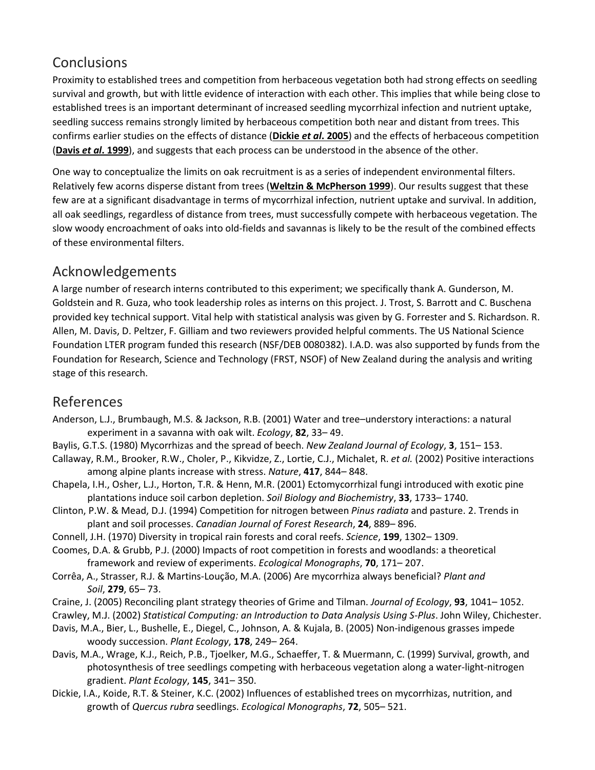## Conclusions

Proximity to established trees and competition from herbaceous vegetation both had strong effects on seedling survival and growth, but with little evidence of interaction with each other. This implies that while being close to established trees is an important determinant of increased seedling mycorrhizal infection and nutrient uptake, seedling success remains strongly limited by herbaceous competition both near and distant from trees. This confirms earlier studies on the effects of distance (**Dickie *et al*. 2005**) and the effects of herbaceous competition (**Davis *et al*. 1999**), and suggests that each process can be understood in the absence of the other.

One way to conceptualize the limits on oak recruitment is as a series of independent environmental filters. Relatively few acorns disperse distant from trees (**Weltzin & McPherson 1999**). Our results suggest that these few are at a significant disadvantage in terms of mycorrhizal infection, nutrient uptake and survival. In addition, all oak seedlings, regardless of distance from trees, must successfully compete with herbaceous vegetation. The slow woody encroachment of oaks into old-fields and savannas is likely to be the result of the combined effects of these environmental filters.

## Acknowledgements

A large number of research interns contributed to this experiment; we specifically thank A. Gunderson, M. Goldstein and R. Guza, who took leadership roles as interns on this project. J. Trost, S. Barrott and C. Buschena provided key technical support. Vital help with statistical analysis was given by G. Forrester and S. Richardson. R. Allen, M. Davis, D. Peltzer, F. Gilliam and two reviewers provided helpful comments. The US National Science Foundation LTER program funded this research (NSF/DEB 0080382). I.A.D. was also supported by funds from the Foundation for Research, Science and Technology (FRST, NSOF) of New Zealand during the analysis and writing stage of this research.

## References

Anderson, L.J., Brumbaugh, M.S. & Jackson, R.B. (2001) Water and tree–understory interactions: a natural experiment in a savanna with oak wilt. *Ecology*, **82**, 33– 49.

Baylis, G.T.S. (1980) Mycorrhizas and the spread of beech. *New Zealand Journal of Ecology*, **3**, 151– 153.

Callaway, R.M., Brooker, R.W., Choler, P., Kikvidze, Z., Lortie, C.J., Michalet, R. *et al.* (2002) Positive interactions among alpine plants increase with stress. *Nature*, **417**, 844– 848.

Chapela, I.H., Osher, L.J., Horton, T.R. & Henn, M.R. (2001) Ectomycorrhizal fungi introduced with exotic pine plantations induce soil carbon depletion. *Soil Biology and Biochemistry*, **33**, 1733– 1740.

Clinton, P.W. & Mead, D.J. (1994) Competition for nitrogen between *Pinus radiata* and pasture. 2. Trends in plant and soil processes. *Canadian Journal of Forest Research*, **24**, 889– 896.

Connell, J.H. (1970) Diversity in tropical rain forests and coral reefs. *Science*, **199**, 1302– 1309.

Coomes, D.A. & Grubb, P.J. (2000) Impacts of root competition in forests and woodlands: a theoretical framework and review of experiments. *Ecological Monographs*, **70**, 171– 207.

Corrêa, A., Strasser, R.J. & Martins-Loução, M.A. (2006) Are mycorrhiza always beneficial? *Plant and Soil*, **279**, 65– 73.

Craine, J. (2005) Reconciling plant strategy theories of Grime and Tilman. *Journal of Ecology*, **93**, 1041– 1052.

Crawley, M.J. (2002) *Statistical Computing: an Introduction to Data Analysis Using S-Plus*. John Wiley, Chichester.

Davis, M.A., Bier, L., Bushelle, E., Diegel, C., Johnson, A. & Kujala, B. (2005) Non-indigenous grasses impede woody succession. *Plant Ecology*, **178**, 249– 264.

Davis, M.A., Wrage, K.J., Reich, P.B., Tjoelker, M.G., Schaeffer, T. & Muermann, C. (1999) Survival, growth, and photosynthesis of tree seedlings competing with herbaceous vegetation along a water-light-nitrogen gradient. *Plant Ecology*, **145**, 341– 350.

Dickie, I.A., Koide, R.T. & Steiner, K.C. (2002) Influences of established trees on mycorrhizas, nutrition, and growth of *Quercus rubra* seedlings. *Ecological Monographs*, **72**, 505– 521.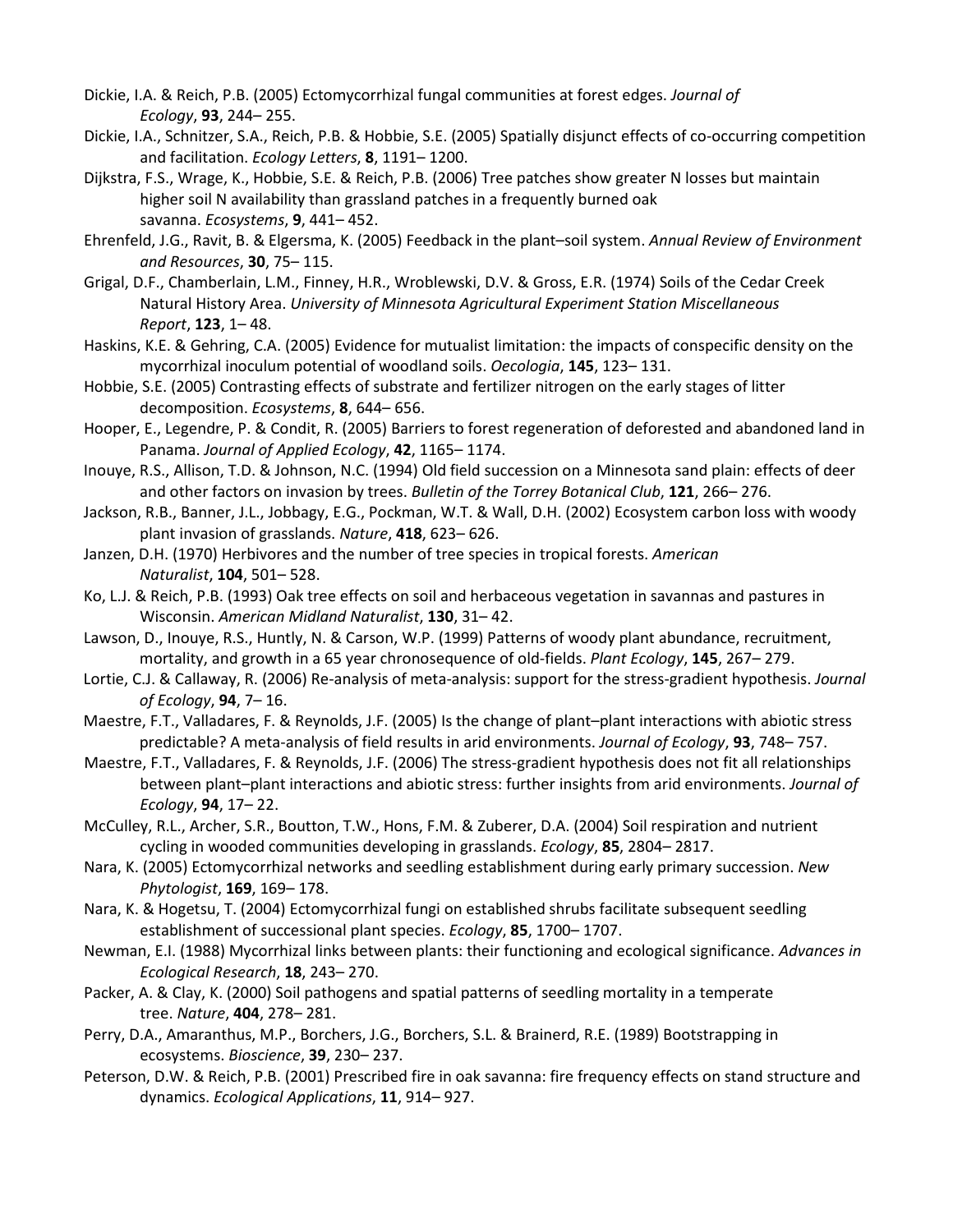Dickie, I.A. & Reich, P.B. (2005) Ectomycorrhizal fungal communities at forest edges. *Journal of Ecology*, **93**, 244– 255.

Dickie, I.A., Schnitzer, S.A., Reich, P.B. & Hobbie, S.E. (2005) Spatially disjunct effects of co-occurring competition and facilitation. *Ecology Letters*, **8**, 1191– 1200.

Dijkstra, F.S., Wrage, K., Hobbie, S.E. & Reich, P.B. (2006) Tree patches show greater N losses but maintain higher soil N availability than grassland patches in a frequently burned oak savanna. *Ecosystems*, **9**, 441– 452.

Ehrenfeld, J.G., Ravit, B. & Elgersma, K. (2005) Feedback in the plant–soil system. *Annual Review of Environment and Resources*, **30**, 75– 115.

Grigal, D.F., Chamberlain, L.M., Finney, H.R., Wroblewski, D.V. & Gross, E.R. (1974) Soils of the Cedar Creek Natural History Area. *University of Minnesota Agricultural Experiment Station Miscellaneous Report*, **123**, 1– 48.

Haskins, K.E. & Gehring, C.A. (2005) Evidence for mutualist limitation: the impacts of conspecific density on the mycorrhizal inoculum potential of woodland soils. *Oecologia*, **145**, 123– 131.

Hobbie, S.E. (2005) Contrasting effects of substrate and fertilizer nitrogen on the early stages of litter decomposition. *Ecosystems*, **8**, 644– 656.

Hooper, E., Legendre, P. & Condit, R. (2005) Barriers to forest regeneration of deforested and abandoned land in Panama. *Journal of Applied Ecology*, **42**, 1165– 1174.

Inouye, R.S., Allison, T.D. & Johnson, N.C. (1994) Old field succession on a Minnesota sand plain: effects of deer and other factors on invasion by trees. *Bulletin of the Torrey Botanical Club*, **121**, 266– 276.

Jackson, R.B., Banner, J.L., Jobbagy, E.G., Pockman, W.T. & Wall, D.H. (2002) Ecosystem carbon loss with woody plant invasion of grasslands. *Nature*, **418**, 623– 626.

Janzen, D.H. (1970) Herbivores and the number of tree species in tropical forests. *American Naturalist*, **104**, 501– 528.

Ko, L.J. & Reich, P.B. (1993) Oak tree effects on soil and herbaceous vegetation in savannas and pastures in Wisconsin. *American Midland Naturalist*, **130**, 31– 42.

Lawson, D., Inouye, R.S., Huntly, N. & Carson, W.P. (1999) Patterns of woody plant abundance, recruitment, mortality, and growth in a 65 year chronosequence of old-fields. *Plant Ecology*, **145**, 267– 279.

Lortie, C.J. & Callaway, R. (2006) Re-analysis of meta-analysis: support for the stress-gradient hypothesis. *Journal of Ecology*, **94**, 7– 16.

Maestre, F.T., Valladares, F. & Reynolds, J.F. (2005) Is the change of plant–plant interactions with abiotic stress predictable? A meta-analysis of field results in arid environments. *Journal of Ecology*, **93**, 748– 757.

Maestre, F.T., Valladares, F. & Reynolds, J.F. (2006) The stress-gradient hypothesis does not fit all relationships between plant–plant interactions and abiotic stress: further insights from arid environments. *Journal of Ecology*, **94**, 17– 22.

McCulley, R.L., Archer, S.R., Boutton, T.W., Hons, F.M. & Zuberer, D.A. (2004) Soil respiration and nutrient cycling in wooded communities developing in grasslands. *Ecology*, **85**, 2804– 2817.

Nara, K. (2005) Ectomycorrhizal networks and seedling establishment during early primary succession. *New Phytologist*, **169**, 169– 178.

Nara, K. & Hogetsu, T. (2004) Ectomycorrhizal fungi on established shrubs facilitate subsequent seedling establishment of successional plant species. *Ecology*, **85**, 1700– 1707.

Newman, E.I. (1988) Mycorrhizal links between plants: their functioning and ecological significance. *Advances in Ecological Research*, **18**, 243– 270.

Packer, A. & Clay, K. (2000) Soil pathogens and spatial patterns of seedling mortality in a temperate tree. *Nature*, **404**, 278– 281.

Perry, D.A., Amaranthus, M.P., Borchers, J.G., Borchers, S.L. & Brainerd, R.E. (1989) Bootstrapping in ecosystems. *Bioscience*, **39**, 230– 237.

Peterson, D.W. & Reich, P.B. (2001) Prescribed fire in oak savanna: fire frequency effects on stand structure and dynamics. *Ecological Applications*, **11**, 914– 927.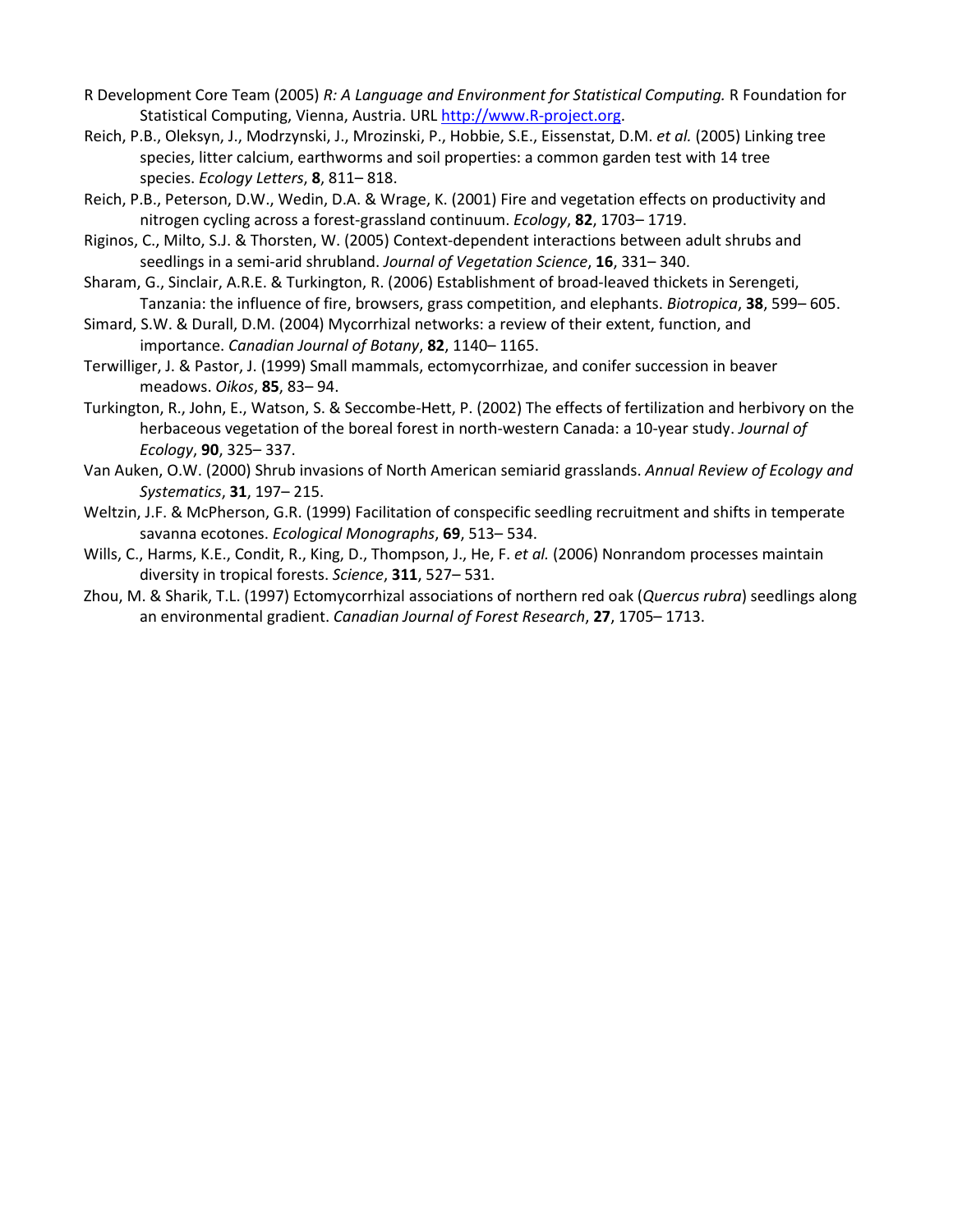R Development Core Team (2005) *R: A Language and Environment for Statistical Computing.* R Foundation for Statistical Computing, Vienna, Austria. URL http://www.R-project.org.

Reich, P.B., Oleksyn, J., Modrzynski, J., Mrozinski, P., Hobbie, S.E., Eissenstat, D.M. *et al.* (2005) Linking tree species, litter calcium, earthworms and soil properties: a common garden test with 14 tree species. *Ecology Letters*, **8**, 811– 818.

Reich, P.B., Peterson, D.W., Wedin, D.A. & Wrage, K. (2001) Fire and vegetation effects on productivity and nitrogen cycling across a forest-grassland continuum. *Ecology*, **82**, 1703– 1719.

Riginos, C., Milto, S.J. & Thorsten, W. (2005) Context-dependent interactions between adult shrubs and seedlings in a semi-arid shrubland. *Journal of Vegetation Science*, **16**, 331– 340.

Sharam, G., Sinclair, A.R.E. & Turkington, R. (2006) Establishment of broad-leaved thickets in Serengeti, Tanzania: the influence of fire, browsers, grass competition, and elephants. *Biotropica*, **38**, 599– 605.

Simard, S.W. & Durall, D.M. (2004) Mycorrhizal networks: a review of their extent, function, and importance. *Canadian Journal of Botany*, **82**, 1140– 1165.

Terwilliger, J. & Pastor, J. (1999) Small mammals, ectomycorrhizae, and conifer succession in beaver meadows. *Oikos*, **85**, 83– 94.

Turkington, R., John, E., Watson, S. & Seccombe-Hett, P. (2002) The effects of fertilization and herbivory on the herbaceous vegetation of the boreal forest in north-western Canada: a 10-year study. *Journal of Ecology*, **90**, 325– 337.

Van Auken, O.W. (2000) Shrub invasions of North American semiarid grasslands. *Annual Review of Ecology and Systematics*, **31**, 197– 215.

Weltzin, J.F. & McPherson, G.R. (1999) Facilitation of conspecific seedling recruitment and shifts in temperate savanna ecotones. *Ecological Monographs*, **69**, 513– 534.

Wills, C., Harms, K.E., Condit, R., King, D., Thompson, J., He, F. *et al.* (2006) Nonrandom processes maintain diversity in tropical forests. *Science*, **311**, 527– 531.

Zhou, M. & Sharik, T.L. (1997) Ectomycorrhizal associations of northern red oak (*Quercus rubra*) seedlings along an environmental gradient. *Canadian Journal of Forest Research*, **27**, 1705– 1713.